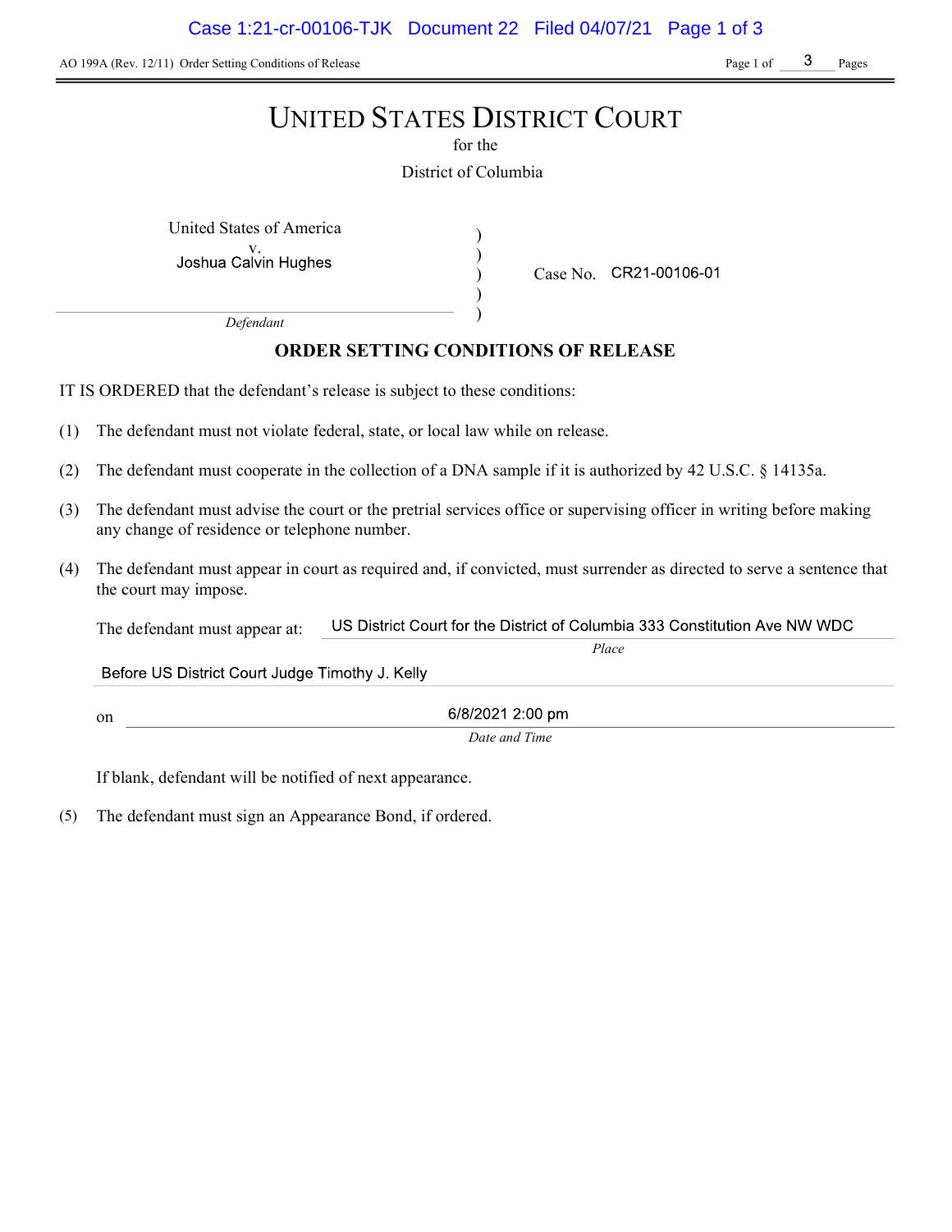AO 199A (Rev. 12/11) Order Setting Conditions of Release

# UNITED STATES DISTRICT COURT

for the

District of Columbia

United States of America
v.
Joshua Calvin Hughes

*Defendant*

Case No. CR21-00106-01

## ORDER SETTING CONDITIONS OF RELEASE

IT IS ORDERED that the defendant's release is subject to these conditions:

(1) The defendant must not violate federal, state, or local law while on release.

(2) The defendant must cooperate in the collection of a DNA sample if it is authorized by 42 U.S.C. § 14135a.

(3) The defendant must advise the court or the pretrial services office or supervising officer in writing before making any change of residence or telephone number.

(4) The defendant must appear in court as required and, if convicted, must surrender as directed to serve a sentence that the court may impose.

The defendant must appear at: US District Court for the District of Columbia 333 Constitution Ave NW WDC
*Place*

Before US District Court Judge Timothy J. Kelly

on 6/8/2021 2:00 pm
*Date and Time*

If blank, defendant will be notified of next appearance.

(5) The defendant must sign an Appearance Bond, if ordered.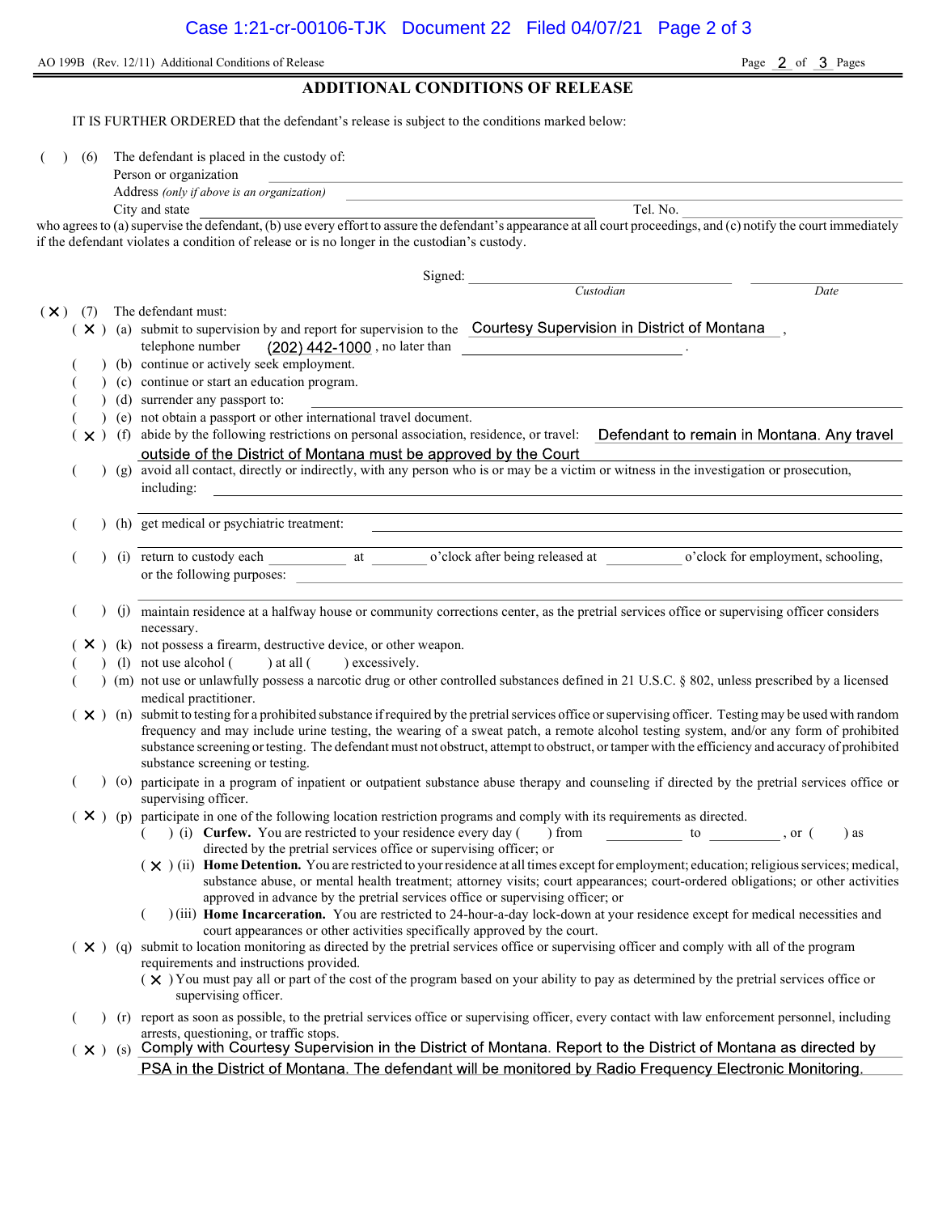AO 199B (Rev. 12/11) Additional Conditions of Release

# ADDITIONAL CONDITIONS OF RELEASE

IT IS FURTHER ORDERED that the defendant's release is subject to the conditions marked below:

( ) (6) The defendant is placed in the custody of:

Person or organization ______________________

Address *(only if above is an organization)* ______________________

City and state ______________________ Tel. No. ______________________

who agrees to (a) supervise the defendant, (b) use every effort to assure the defendant's appearance at all court proceedings, and (c) notify the court immediately if the defendant violates a condition of release or is no longer in the custodian's custody.

Signed: ______________________ ______________________
*Custodian* *Date*

( X ) (7) The defendant must:

( X ) (a) submit to supervision by and report for supervision to the Courtesy Supervision in District of Montana, telephone number (202) 442-1000, no later than ______________________.

( ) (b) continue or actively seek employment.

( ) (c) continue or start an education program.

( ) (d) surrender any passport to: ______________________

( ) (e) not obtain a passport or other international travel document.

( X ) (f) abide by the following restrictions on personal association, residence, or travel: Defendant to remain in Montana. Any travel outside of the District of Montana must be approved by the Court

( ) (g) avoid all contact, directly or indirectly, with any person who is or may be a victim or witness in the investigation or prosecution, including: ______________________

( ) (h) get medical or psychiatric treatment: ______________________

( ) (i) return to custody each __________ at ________ o'clock after being released at __________ o'clock for employment, schooling, or the following purposes: ______________________

( ) (j) maintain residence at a halfway house or community corrections center, as the pretrial services office or supervising officer considers necessary.

( X ) (k) not possess a firearm, destructive device, or other weapon.

( ) (l) not use alcohol ( ) at all ( ) excessively.

( ) (m) not use or unlawfully possess a narcotic drug or other controlled substances defined in 21 U.S.C. § 802, unless prescribed by a licensed medical practitioner.

( X ) (n) submit to testing for a prohibited substance if required by the pretrial services office or supervising officer. Testing may be used with random frequency and may include urine testing, the wearing of a sweat patch, a remote alcohol testing system, and/or any form of prohibited substance screening or testing. The defendant must not obstruct, attempt to obstruct, or tamper with the efficiency and accuracy of prohibited substance screening or testing.

( ) (o) participate in a program of inpatient or outpatient substance abuse therapy and counseling if directed by the pretrial services office or supervising officer.

( X ) (p) participate in one of the following location restriction programs and comply with its requirements as directed.

( ) (i) **Curfew.** You are restricted to your residence every day ( ) from __________ to __________, or ( ) as directed by the pretrial services office or supervising officer; or

( X ) (ii) **Home Detention.** You are restricted to your residence at all times except for employment; education; religious services; medical, substance abuse, or mental health treatment; attorney visits; court appearances; court-ordered obligations; or other activities approved in advance by the pretrial services office or supervising officer; or

( ) (iii) **Home Incarceration.** You are restricted to 24-hour-a-day lock-down at your residence except for medical necessities and court appearances or other activities specifically approved by the court.

( X ) (q) submit to location monitoring as directed by the pretrial services office or supervising officer and comply with all of the program requirements and instructions provided.

( X ) You must pay all or part of the cost of the program based on your ability to pay as determined by the pretrial services office or supervising officer.

( ) (r) report as soon as possible, to the pretrial services office or supervising officer, every contact with law enforcement personnel, including arrests, questioning, or traffic stops.

( X ) (s) Comply with Courtesy Supervision in the District of Montana. Report to the District of Montana as directed by PSA in the District of Montana. The defendant will be monitored by Radio Frequency Electronic Monitoring.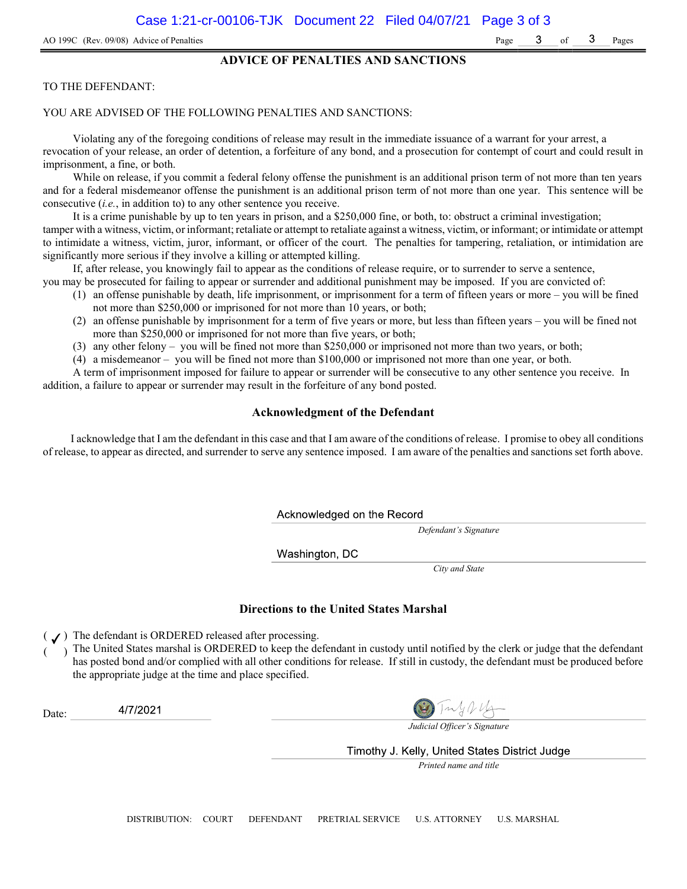AO 199C (Rev. 09/08) Advice of Penalties

## ADVICE OF PENALTIES AND SANCTIONS

TO THE DEFENDANT:

YOU ARE ADVISED OF THE FOLLOWING PENALTIES AND SANCTIONS:

Violating any of the foregoing conditions of release may result in the immediate issuance of a warrant for your arrest, a revocation of your release, an order of detention, a forfeiture of any bond, and a prosecution for contempt of court and could result in imprisonment, a fine, or both.

While on release, if you commit a federal felony offense the punishment is an additional prison term of not more than ten years and for a federal misdemeanor offense the punishment is an additional prison term of not more than one year. This sentence will be consecutive (*i.e.*, in addition to) to any other sentence you receive.

It is a crime punishable by up to ten years in prison, and a $250,000 fine, or both, to: obstruct a criminal investigation; tamper with a witness, victim, or informant; retaliate or attempt to retaliate against a witness, victim, or informant; or intimidate or attempt to intimidate a witness, victim, juror, informant, or officer of the court. The penalties for tampering, retaliation, or intimidation are significantly more serious if they involve a killing or attempted killing.

If, after release, you knowingly fail to appear as the conditions of release require, or to surrender to serve a sentence, you may be prosecuted for failing to appear or surrender and additional punishment may be imposed. If you are convicted of:

(1) an offense punishable by death, life imprisonment, or imprisonment for a term of fifteen years or more – you will be fined not more than $250,000 or imprisoned for not more than 10 years, or both;
(2) an offense punishable by imprisonment for a term of five years or more, but less than fifteen years – you will be fined not more than $250,000 or imprisoned for not more than five years, or both;
(3) any other felony – you will be fined not more than $250,000 or imprisoned not more than two years, or both;
(4) a misdemeanor – you will be fined not more than $100,000 or imprisoned not more than one year, or both.

A term of imprisonment imposed for failure to appear or surrender will be consecutive to any other sentence you receive. In addition, a failure to appear or surrender may result in the forfeiture of any bond posted.

### Acknowledgment of the Defendant

I acknowledge that I am the defendant in this case and that I am aware of the conditions of release. I promise to obey all conditions of release, to appear as directed, and surrender to serve any sentence imposed. I am aware of the penalties and sanctions set forth above.

Acknowledged on the Record
*Defendant's Signature*

Washington, DC
*City and State*

### Directions to the United States Marshal

( ✓ ) The defendant is ORDERED released after processing.
( ) The United States marshal is ORDERED to keep the defendant in custody until notified by the clerk or judge that the defendant has posted bond and/or complied with all other conditions for release. If still in custody, the defendant must be produced before the appropriate judge at the time and place specified.

Date: 4/7/2021

*Judicial Officer's Signature*

Timothy J. Kelly, United States District Judge
*Printed name and title*

DISTRIBUTION: COURT DEFENDANT PRETRIAL SERVICE U.S. ATTORNEY U.S. MARSHAL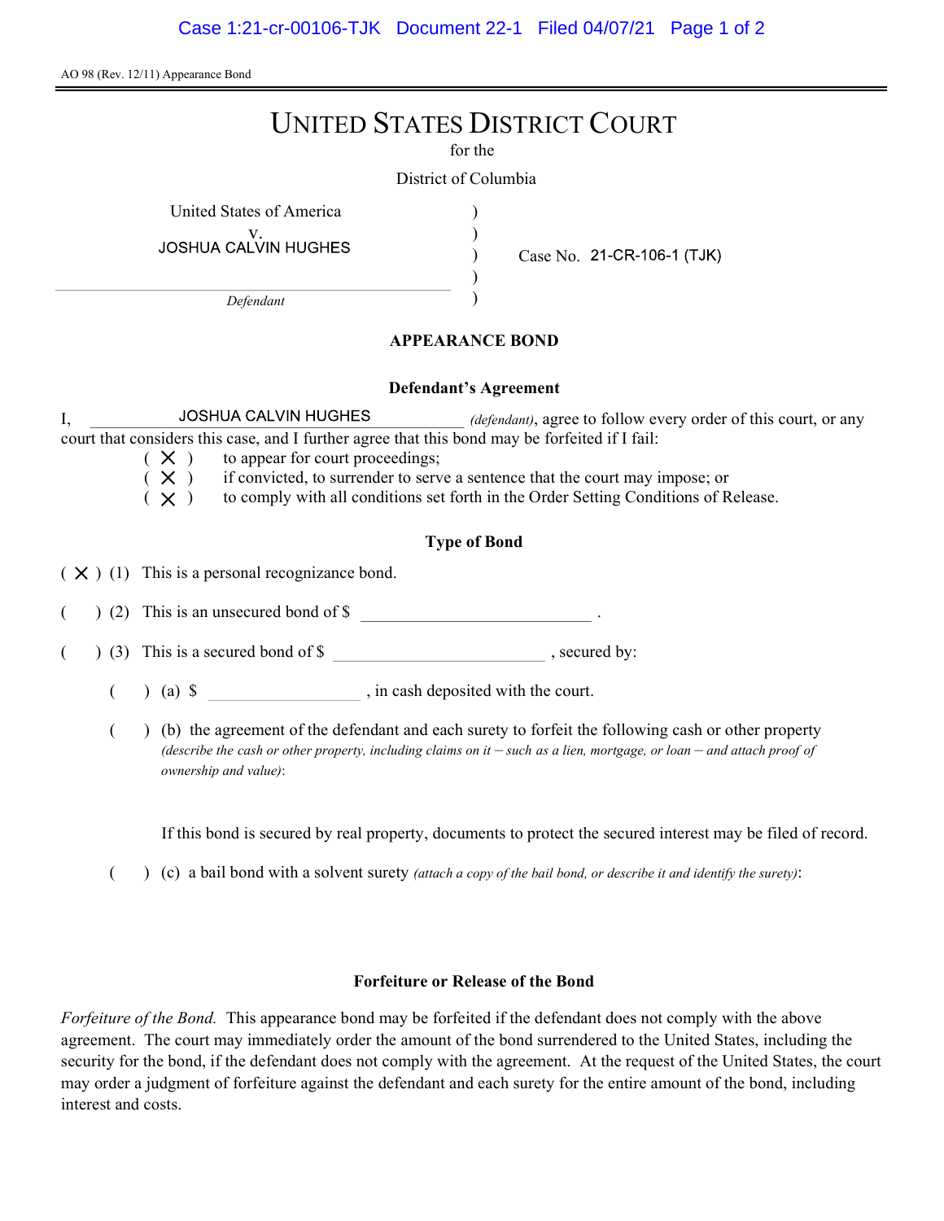AO 98 (Rev. 12/11) Appearance Bond

# UNITED STATES DISTRICT COURT

for the

District of Columbia

United States of America
v.
JOSHUA CALVIN HUGHES

*Defendant*

Case No. 21-CR-106-1 (TJK)

## APPEARANCE BOND

### Defendant's Agreement

I, JOSHUA CALVIN HUGHES *(defendant)*, agree to follow every order of this court, or any court that considers this case, and I further agree that this bond may be forfeited if I fail:

( X ) to appear for court proceedings;
( X ) if convicted, to surrender to serve a sentence that the court may impose; or
( X ) to comply with all conditions set forth in the Order Setting Conditions of Release.

### Type of Bond

( X ) (1) This is a personal recognizance bond.

( ) (2) This is an unsecured bond of $ ______________ .

( ) (3) This is a secured bond of $ ______________ , secured by:

( ) (a) $ ______________ , in cash deposited with the court.

( ) (b) the agreement of the defendant and each surety to forfeit the following cash or other property *(describe the cash or other property, including claims on it – such as a lien, mortgage, or loan – and attach proof of ownership and value)*:

If this bond is secured by real property, documents to protect the secured interest may be filed of record.

( ) (c) a bail bond with a solvent surety *(attach a copy of the bail bond, or describe it and identify the surety)*:

### Forfeiture or Release of the Bond

*Forfeiture of the Bond.* This appearance bond may be forfeited if the defendant does not comply with the above agreement. The court may immediately order the amount of the bond surrendered to the United States, including the security for the bond, if the defendant does not comply with the agreement. At the request of the United States, the court may order a judgment of forfeiture against the defendant and each surety for the entire amount of the bond, including interest and costs.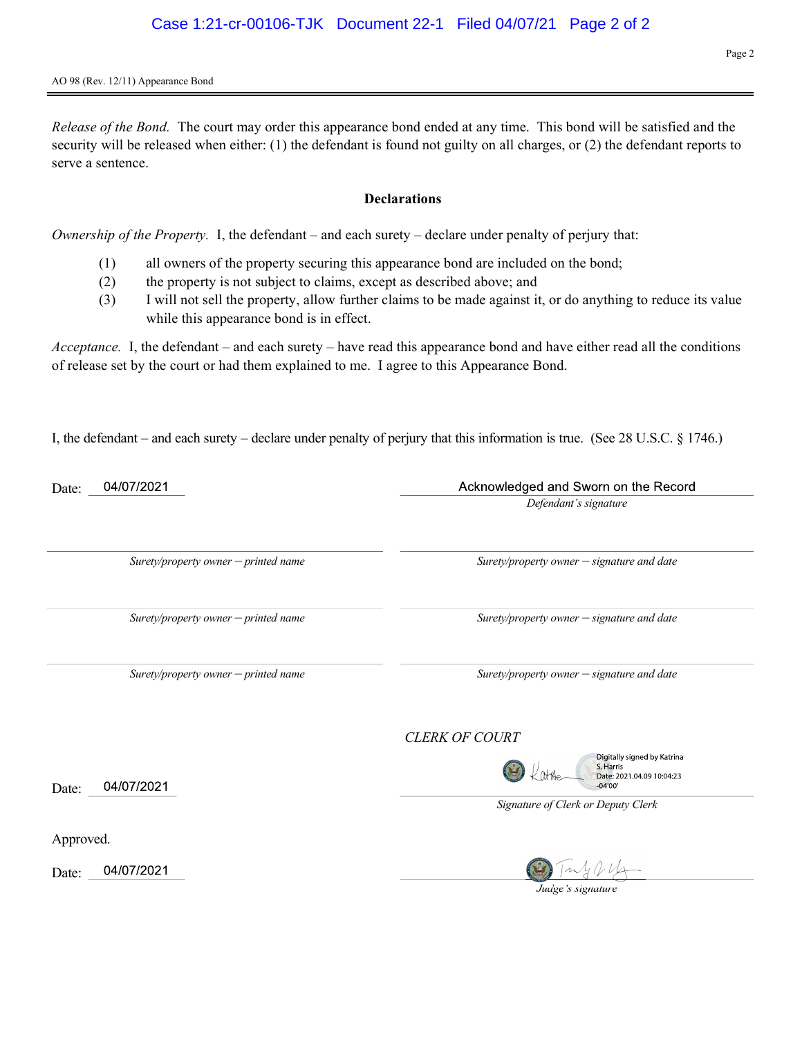AO 98 (Rev. 12/11) Appearance Bond

*Release of the Bond.* The court may order this appearance bond ended at any time. This bond will be satisfied and the security will be released when either: (1) the defendant is found not guilty on all charges, or (2) the defendant reports to serve a sentence.

## Declarations

*Ownership of the Property.* I, the defendant – and each surety – declare under penalty of perjury that:

(1) all owners of the property securing this appearance bond are included on the bond;
(2) the property is not subject to claims, except as described above; and
(3) I will not sell the property, allow further claims to be made against it, or do anything to reduce its value while this appearance bond is in effect.

*Acceptance.* I, the defendant – and each surety – have read this appearance bond and have either read all the conditions of release set by the court or had them explained to me. I agree to this Appearance Bond.

I, the defendant – and each surety – declare under penalty of perjury that this information is true. (See 28 U.S.C. § 1746.)

Date: 04/07/2021

Acknowledged and Sworn on the Record
*Defendant's signature*

*Surety/property owner – printed name* | *Surety/property owner – signature and date*

*Surety/property owner – printed name* | *Surety/property owner – signature and date*

*Surety/property owner – printed name* | *Surety/property owner – signature and date*

*CLERK OF COURT*

Date: 04/07/2021

Digitally signed by Katrina S. Harris
Date: 2021.04.09 10:04:23 -04'00'
*Signature of Clerk or Deputy Clerk*

Approved.

Date: 04/07/2021

*Judge's signature*